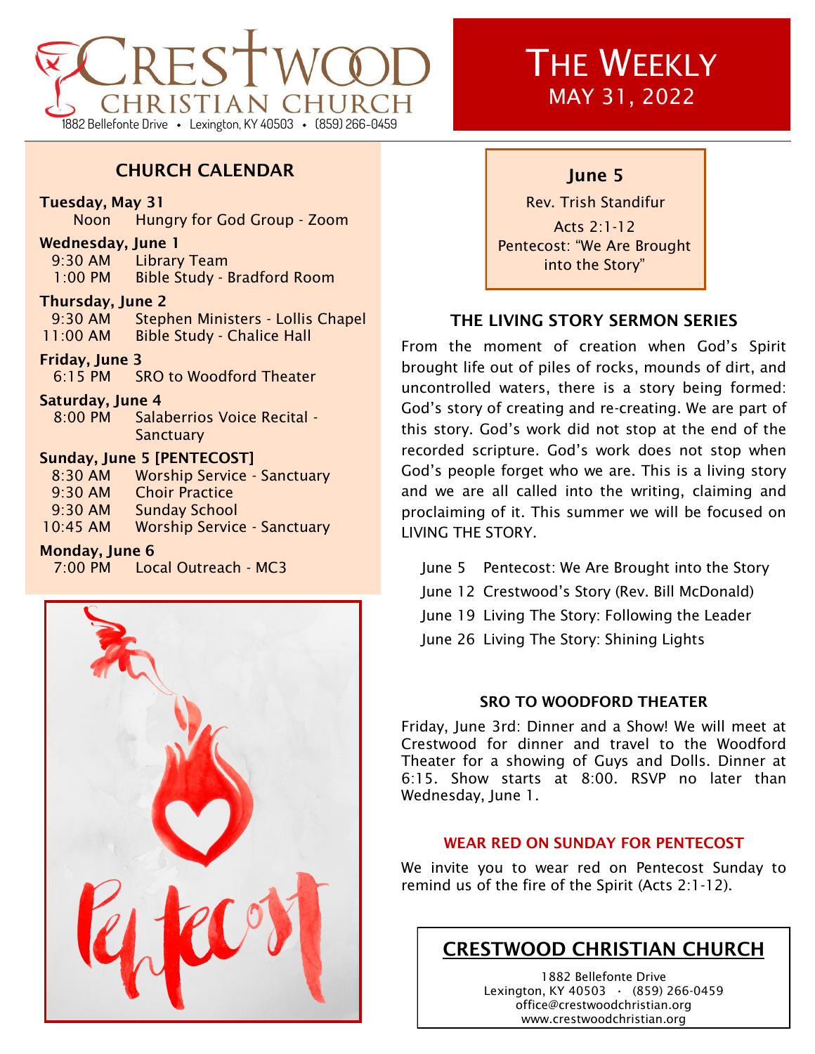# Crestwood Christian Church

1882 Bellefonte Drive • Lexington, KY 40503 • (859) 266-0459

# The Weekly

MAY 31, 2022

## CHURCH CALENDAR

**Tuesday, May 31**

Noon Hungry for God Group - Zoom

**Wednesday, June 1**

9:30 AM Library Team
1:00 PM Bible Study - Bradford Room

**Thursday, June 2**

9:30 AM Stephen Ministers - Lollis Chapel
11:00 AM Bible Study - Chalice Hall

**Friday, June 3**

6:15 PM SRO to Woodford Theater

**Saturday, June 4**

8:00 PM Salaberrios Voice Recital - Sanctuary

**Sunday, June 5 [PENTECOST]**

8:30 AM Worship Service - Sanctuary
9:30 AM Choir Practice
9:30 AM Sunday School
10:45 AM Worship Service - Sanctuary

**Monday, June 6**

7:00 PM Local Outreach - MC3

Pentecost

**June 5**

Rev. Trish Standifur

Acts 2:1-12
Pentecost: "We Are Brought into the Story"

## THE LIVING STORY SERMON SERIES

From the moment of creation when God's Spirit brought life out of piles of rocks, mounds of dirt, and uncontrolled waters, there is a story being formed: God's story of creating and re-creating. We are part of this story. God's work did not stop at the end of the recorded scripture. God's work does not stop when God's people forget who we are. This is a living story and we are all called into the writing, claiming and proclaiming of it. This summer we will be focused on LIVING THE STORY.

- June 5 Pentecost: We Are Brought into the Story
- June 12 Crestwood's Story (Rev. Bill McDonald)
- June 19 Living The Story: Following the Leader
- June 26 Living The Story: Shining Lights

## SRO TO WOODFORD THEATER

Friday, June 3rd: Dinner and a Show! We will meet at Crestwood for dinner and travel to the Woodford Theater for a showing of Guys and Dolls. Dinner at 6:15. Show starts at 8:00. RSVP no later than Wednesday, June 1.

## WEAR RED ON SUNDAY FOR PENTECOST

We invite you to wear red on Pentecost Sunday to remind us of the fire of the Spirit (Acts 2:1-12).

## CRESTWOOD CHRISTIAN CHURCH

1882 Bellefonte Drive
Lexington, KY 40503 · (859) 266-0459
office@crestwoodchristian.org
www.crestwoodchristian.org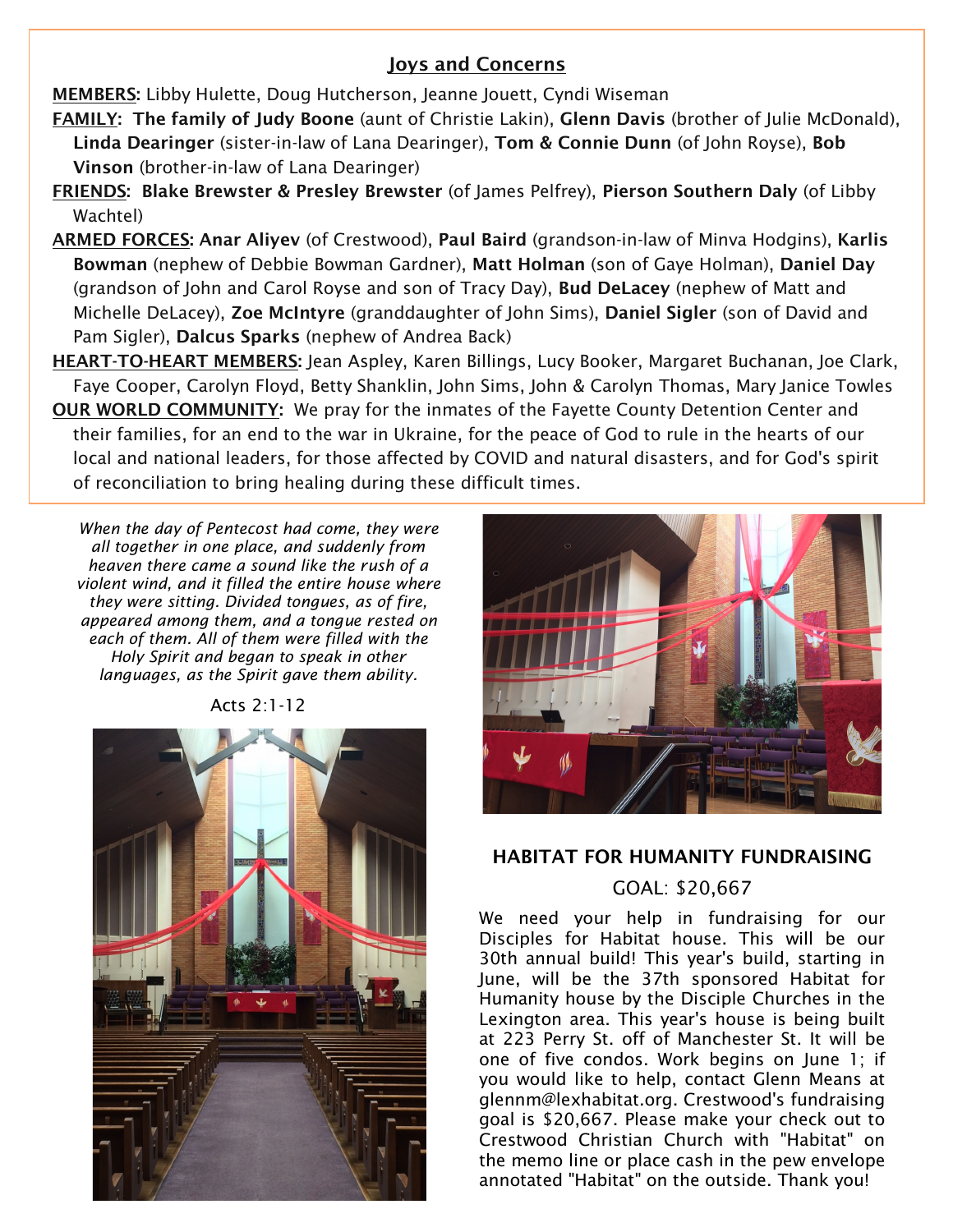## Joys and Concerns

**MEMBERS:** Libby Hulette, Doug Hutcherson, Jeanne Jouett, Cyndi Wiseman

**FAMILY:** **The family of Judy Boone** (aunt of Christie Lakin), **Glenn Davis** (brother of Julie McDonald), **Linda Dearinger** (sister-in-law of Lana Dearinger), **Tom & Connie Dunn** (of John Royse), **Bob Vinson** (brother-in-law of Lana Dearinger)

**FRIENDS:** **Blake Brewster & Presley Brewster** (of James Pelfrey), **Pierson Southern Daly** (of Libby Wachtel)

**ARMED FORCES:** **Anar Aliyev** (of Crestwood), **Paul Baird** (grandson-in-law of Minva Hodgins), **Karlis Bowman** (nephew of Debbie Bowman Gardner), **Matt Holman** (son of Gaye Holman), **Daniel Day** (grandson of John and Carol Royse and son of Tracy Day), **Bud DeLacey** (nephew of Matt and Michelle DeLacey), **Zoe McIntyre** (granddaughter of John Sims), **Daniel Sigler** (son of David and Pam Sigler), **Dalcus Sparks** (nephew of Andrea Back)

**HEART-TO-HEART MEMBERS:** Jean Aspley, Karen Billings, Lucy Booker, Margaret Buchanan, Joe Clark, Faye Cooper, Carolyn Floyd, Betty Shanklin, John Sims, John & Carolyn Thomas, Mary Janice Towles

**OUR WORLD COMMUNITY:** We pray for the inmates of the Fayette County Detention Center and their families, for an end to the war in Ukraine, for the peace of God to rule in the hearts of our local and national leaders, for those affected by COVID and natural disasters, and for God's spirit of reconciliation to bring healing during these difficult times.

*When the day of Pentecost had come, they were all together in one place, and suddenly from heaven there came a sound like the rush of a violent wind, and it filled the entire house where they were sitting. Divided tongues, as of fire, appeared among them, and a tongue rested on each of them. All of them were filled with the Holy Spirit and began to speak in other languages, as the Spirit gave them ability.*

Acts 2:1-12

### HABITAT FOR HUMANITY FUNDRAISING

GOAL: $20,667

We need your help in fundraising for our Disciples for Habitat house. This will be our 30th annual build! This year's build, starting in June, will be the 37th sponsored Habitat for Humanity house by the Disciple Churches in the Lexington area. This year's house is being built at 223 Perry St. off of Manchester St. It will be one of five condos. Work begins on June 1; if you would like to help, contact Glenn Means at glennm@lexhabitat.org. Crestwood's fundraising goal is $20,667. Please make your check out to Crestwood Christian Church with "Habitat" on the memo line or place cash in the pew envelope annotated "Habitat" on the outside. Thank you!